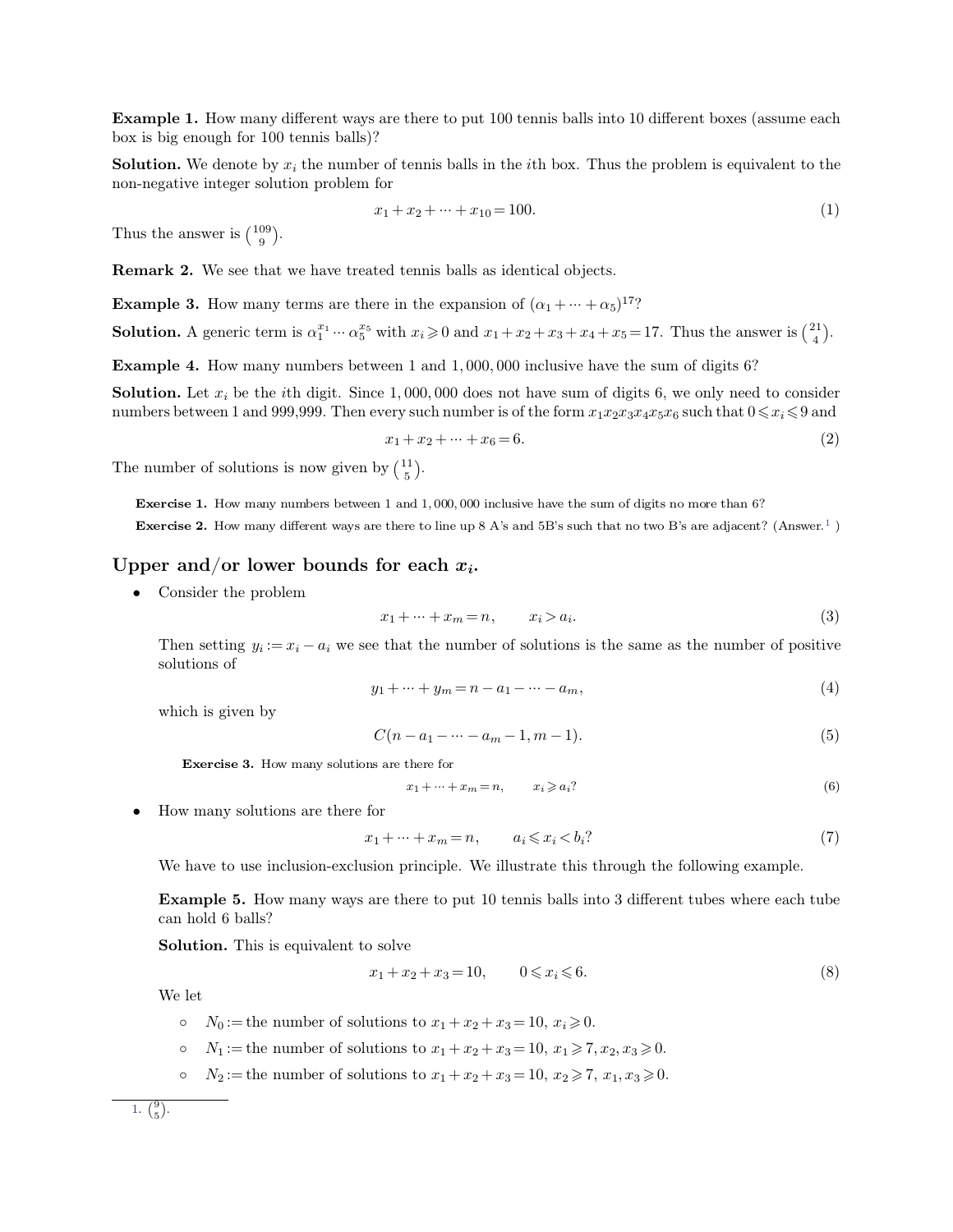**Example 1.** How many different ways are there to put 100 tennis balls into 10 different boxes (assume each box is big enough for 100 tennis balls)?

**Solution.** We denote by $x_i$ the number of tennis balls in the $i$th box. Thus the problem is equivalent to the non-negative integer solution problem for

$$x_1 + x_2 + \cdots + x_{10} = 100. \tag{1}$$

Thus the answer is $\binom{109}{9}$.

**Remark 2.** We see that we have treated tennis balls as identical objects.

**Example 3.** How many terms are there in the expansion of $(\alpha_1 + \cdots + \alpha_5)^{17}$?

**Solution.** A generic term is $\alpha_1^{x_1} \cdots \alpha_5^{x_5}$ with $x_i \geqslant 0$ and $x_1 + x_2 + x_3 + x_4 + x_5 = 17$. Thus the answer is $\binom{21}{4}$.

**Example 4.** How many numbers between 1 and 1,000,000 inclusive have the sum of digits 6?

**Solution.** Let $x_i$ be the $i$th digit. Since 1,000,000 does not have sum of digits 6, we only need to consider numbers between 1 and 999,999. Then every such number is of the form $x_1x_2x_3x_4x_5x_6$ such that $0 \leqslant x_i \leqslant 9$ and

$$x_1 + x_2 + \cdots + x_6 = 6. \tag{2}$$

The number of solutions is now given by $\binom{11}{5}$.

**Exercise 1.** How many numbers between 1 and 1,000,000 inclusive have the sum of digits no more than 6?

**Exercise 2.** How many different ways are there to line up 8 A's and 5B's such that no two B's are adjacent? (Answer.[1] )

## Upper and/or lower bounds for each $x_i$.

- Consider the problem

$$x_1 + \cdots + x_m = n, \qquad x_i > a_i. \tag{3}$$

Then setting $y_i := x_i - a_i$ we see that the number of solutions is the same as the number of positive solutions of

$$y_1 + \cdots + y_m = n - a_1 - \cdots - a_m, \tag{4}$$

which is given by

$$C(n - a_1 - \cdots - a_m - 1, m - 1). \tag{5}$$

**Exercise 3.** How many solutions are there for

$$x_1 + \cdots + x_m = n, \qquad x_i \geqslant a_i? \tag{6}$$

- How many solutions are there for

$$x_1 + \cdots + x_m = n, \qquad a_i \leqslant x_i < b_i? \tag{7}$$

We have to use inclusion-exclusion principle. We illustrate this through the following example.

**Example 5.** How many ways are there to put 10 tennis balls into 3 different tubes where each tube can hold 6 balls?

**Solution.** This is equivalent to solve

$$x_1 + x_2 + x_3 = 10, \qquad 0 \leqslant x_i \leqslant 6. \tag{8}$$

We let

- $N_0 :=$ the number of solutions to $x_1 + x_2 + x_3 = 10$, $x_i \geqslant 0$.
- $N_1 :=$ the number of solutions to $x_1 + x_2 + x_3 = 10$, $x_1 \geqslant 7, x_2, x_3 \geqslant 0$.
- $N_2 :=$ the number of solutions to $x_1 + x_2 + x_3 = 10$, $x_2 \geqslant 7$, $x_1, x_3 \geqslant 0$.

---

1. $\binom{9}{5}$.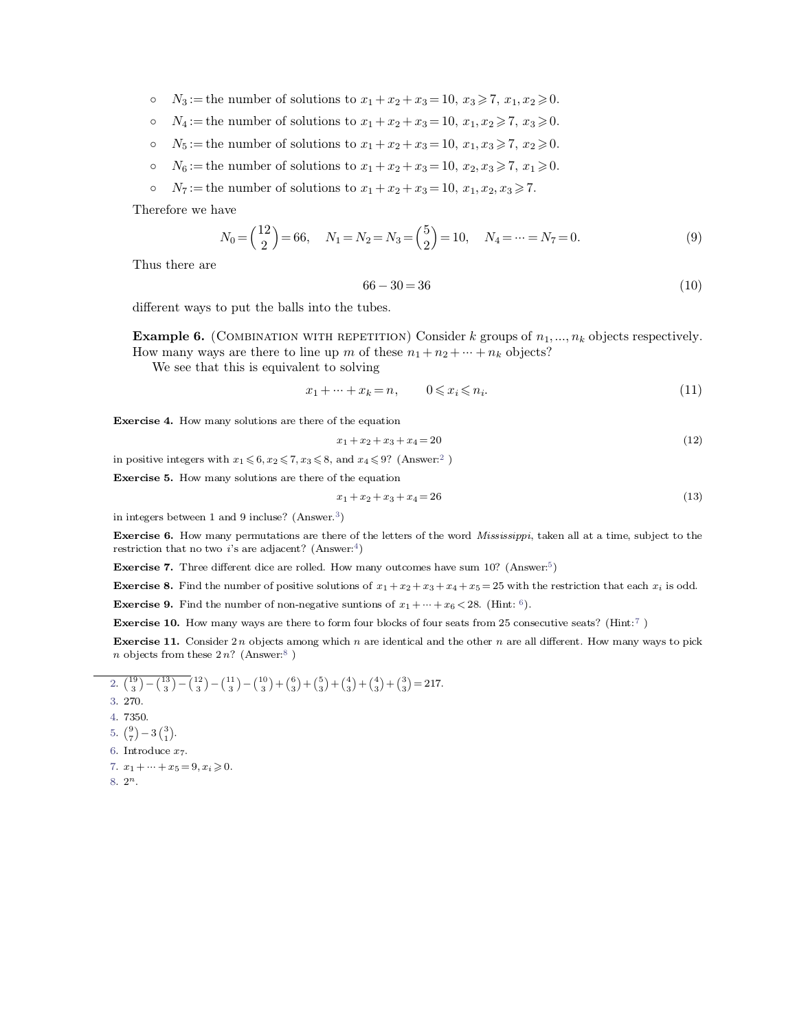- $N_3 :=$ the number of solutions to $x_1 + x_2 + x_3 = 10$, $x_3 \geqslant 7$, $x_1, x_2 \geqslant 0$.
- $N_4 :=$ the number of solutions to $x_1 + x_2 + x_3 = 10$, $x_1, x_2 \geqslant 7$, $x_3 \geqslant 0$.
- $N_5 :=$ the number of solutions to $x_1 + x_2 + x_3 = 10$, $x_1, x_3 \geqslant 7$, $x_2 \geqslant 0$.
- $N_6 :=$ the number of solutions to $x_1 + x_2 + x_3 = 10$, $x_2, x_3 \geqslant 7$, $x_1 \geqslant 0$.
- $N_7 :=$ the number of solutions to $x_1 + x_2 + x_3 = 10$, $x_1, x_2, x_3 \geqslant 7$.

Therefore we have

$$N_0 = \binom{12}{2} = 66, \quad N_1 = N_2 = N_3 = \binom{5}{2} = 10, \quad N_4 = \cdots = N_7 = 0. \tag{9}$$

Thus there are

$$66 - 30 = 36 \tag{10}$$

different ways to put the balls into the tubes.

**Example 6.** (Combination with repetition) Consider $k$ groups of $n_1, \ldots, n_k$ objects respectively. How many ways are there to line up $m$ of these $n_1 + n_2 + \cdots + n_k$ objects?

We see that this is equivalent to solving

$$x_1 + \cdots + x_k = n, \qquad 0 \leqslant x_i \leqslant n_i. \tag{11}$$

**Exercise 4.** How many solutions are there of the equation

$$x_1 + x_2 + x_3 + x_4 = 20 \tag{12}$$

in positive integers with $x_1 \leqslant 6, x_2 \leqslant 7, x_3 \leqslant 8$, and $x_4 \leqslant 9$? (Answer:[2] )

**Exercise 5.** How many solutions are there of the equation

$$x_1 + x_2 + x_3 + x_4 = 26 \tag{13}$$

in integers between 1 and 9 incluse? (Answer.[3])

**Exercise 6.** How many permutations are there of the letters of the word *Mississippi*, taken all at a time, subject to the restriction that no two $i$'s are adjacent? (Answer:[4])

**Exercise 7.** Three different dice are rolled. How many outcomes have sum 10? (Answer:[5])

**Exercise 8.** Find the number of positive solutions of $x_1 + x_2 + x_3 + x_4 + x_5 = 25$ with the restriction that each $x_i$ is odd.

**Exercise 9.** Find the number of non-negative suntions of $x_1 + \cdots + x_6 < 28$. (Hint: [6]).

**Exercise 10.** How many ways are there to form four blocks of four seats from 25 consecutive seats? (Hint:[7] )

**Exercise 11.** Consider $2n$ objects among which $n$ are identical and the other $n$ are all different. How many ways to pick $n$ objects from these $2n$? (Answer:[8] )

---

2. $\binom{19}{3} - \binom{13}{3} - \binom{12}{3} - \binom{11}{3} - \binom{10}{3} + \binom{6}{3} + \binom{5}{3} + \binom{4}{3} + \binom{4}{3} + \binom{3}{3} = 217.$
3. 270.
4. 7350.
5. $\binom{9}{7} - 3\binom{3}{1}$.
6. Introduce $x_7$.
7. $x_1 + \cdots + x_5 = 9, x_i \geqslant 0$.
8. $2^n$.